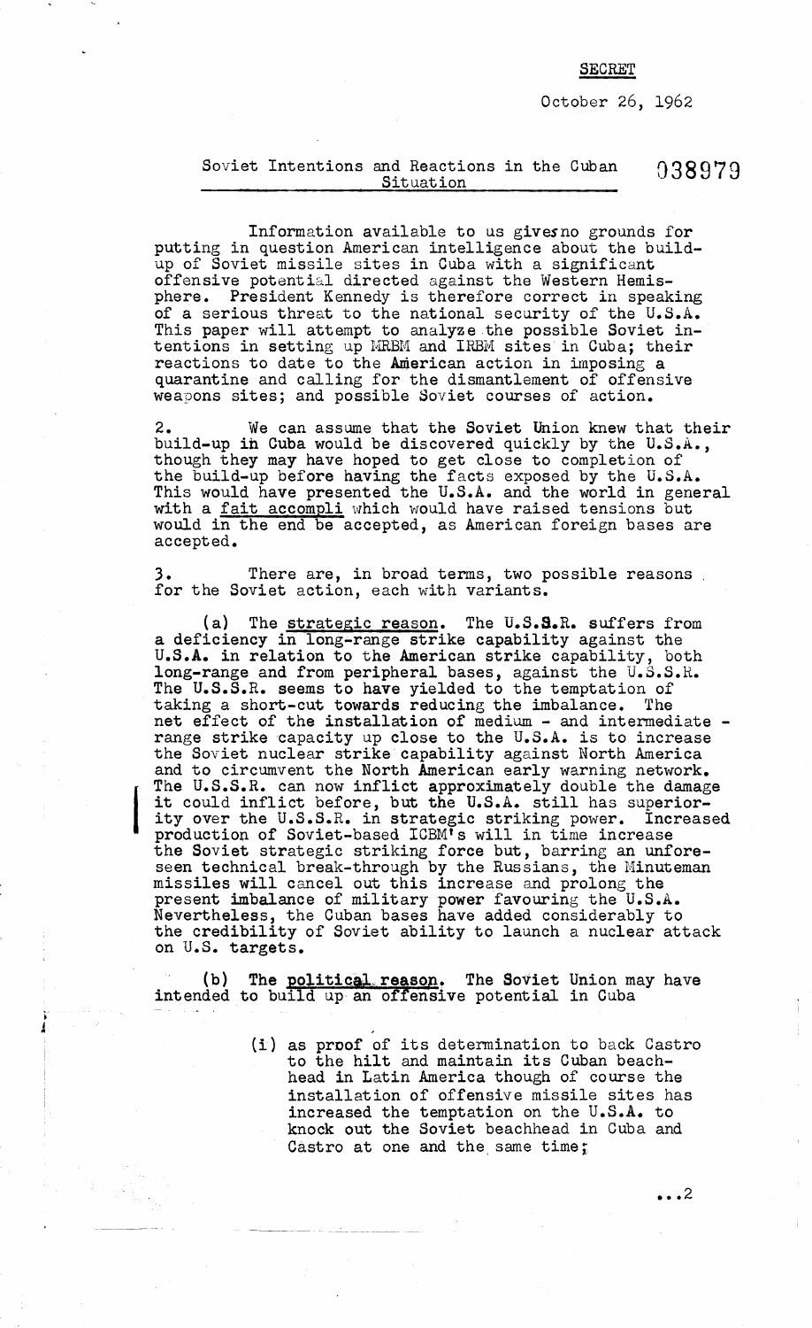SECRET

October 26, 1962

## Soviet Intentions and Reactions in the Cuban Situation

038979

Information available to us gives no grounds for putting in question American intelligence about the build-up of Soviet missile sites in Cuba with a significant offensive potential directed against the Western Hemisphere. President Kennedy is therefore correct in speaking of a serious threat to the national security of the U.S.A. This paper will attempt to analyze the possible Soviet intentions in setting up MRBM and IRBM sites in Cuba; their reactions to date to the American action in imposing a quarantine and calling for the dismantlement of offensive weapons sites; and possible Soviet courses of action.

2. We can assume that the Soviet Union knew that their build-up in Cuba would be discovered quickly by the U.S.A., though they may have hoped to get close to completion of the build-up before having the facts exposed by the U.S.A. This would have presented the U.S.A. and the world in general with a fait accompli which would have raised tensions but would in the end be accepted, as American foreign bases are accepted.

3. There are, in broad terms, two possible reasons for the Soviet action, each with variants.

(a) The strategic reason. The U.S.S.R. suffers from a deficiency in long-range strike capability against the U.S.A. in relation to the American strike capability, both long-range and from peripheral bases, against the U.S.S.R. The U.S.S.R. seems to have yielded to the temptation of taking a short-cut towards reducing the imbalance. The net effect of the installation of medium - and intermediate - range strike capacity up close to the U.S.A. is to increase the Soviet nuclear strike capability against North America and to circumvent the North American early warning network. The U.S.S.R. can now inflict approximately double the damage it could inflict before, but the U.S.A. still has superiority over the U.S.S.R. in strategic striking power. Increased production of Soviet-based ICBM's will in time increase the Soviet strategic striking force but, barring an unforeseen technical break-through by the Russians, the Minuteman missiles will cancel out this increase and prolong the present imbalance of military power favouring the U.S.A. Nevertheless, the Cuban bases have added considerably to the credibility of Soviet ability to launch a nuclear attack on U.S. targets.

(b) The political reason. The Soviet Union may have intended to build up an offensive potential in Cuba

(i) as proof of its determination to back Castro to the hilt and maintain its Cuban beachhead in Latin America though of course the installation of offensive missile sites has increased the temptation on the U.S.A. to knock out the Soviet beachhead in Cuba and Castro at one and the same time;

...2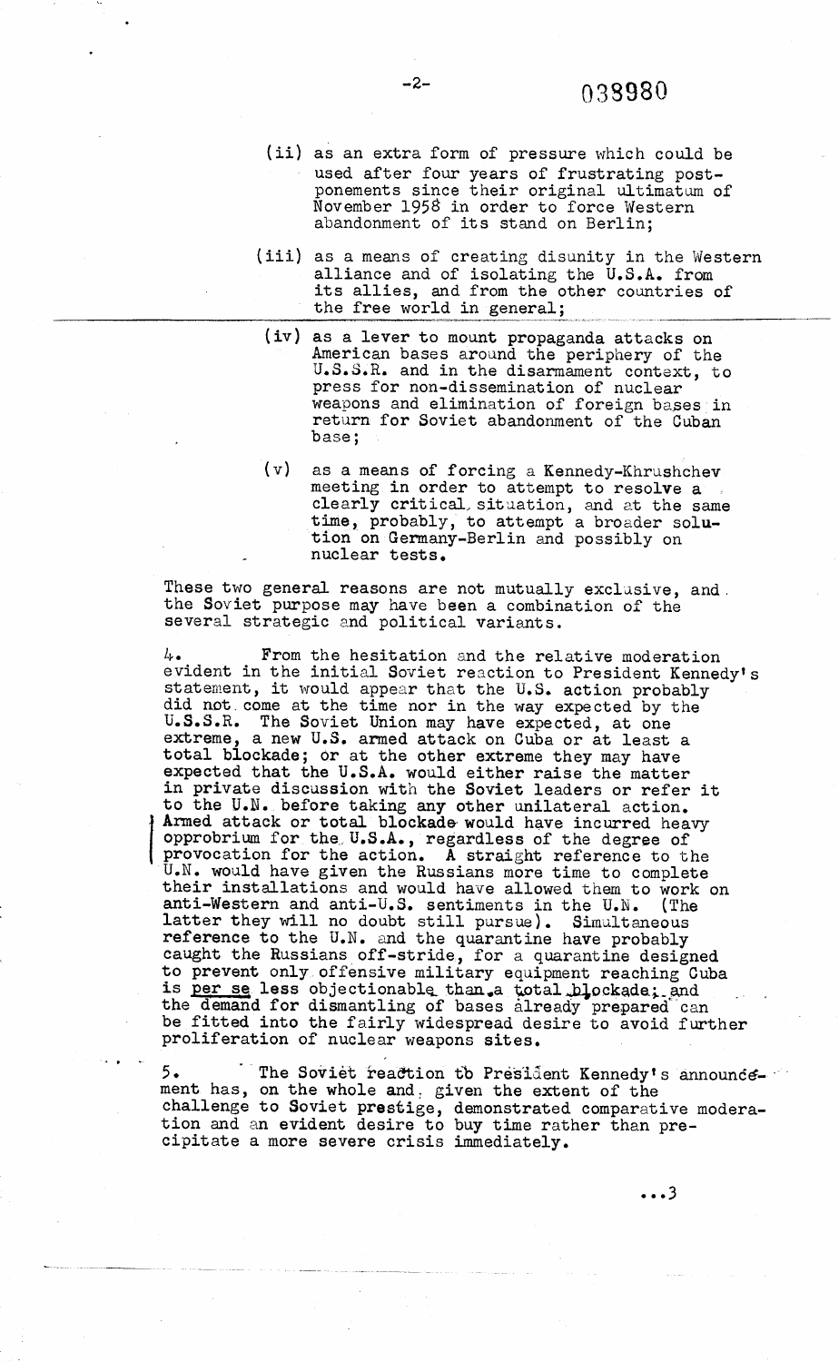(ii) as an extra form of pressure which could be used after four years of frustrating postponements since their original ultimatum of November 1958 in order to force Western abandonment of its stand on Berlin;

(iii) as a means of creating disunity in the Western alliance and of isolating the U.S.A. from its allies, and from the other countries of the free world in general;

(iv) as a lever to mount propaganda attacks on American bases around the periphery of the U.S.S.R. and in the disarmament context, to press for non-dissemination of nuclear weapons and elimination of foreign bases in return for Soviet abandonment of the Cuban base;

(v) as a means of forcing a Kennedy-Khrushchev meeting in order to attempt to resolve a clearly critical situation, and at the same time, probably, to attempt a broader solution on Germany-Berlin and possibly on nuclear tests.

These two general reasons are not mutually exclusive, and the Soviet purpose may have been a combination of the several strategic and political variants.

4. From the hesitation and the relative moderation evident in the initial Soviet reaction to President Kennedy's statement, it would appear that the U.S. action probably did not come at the time nor in the way expected by the U.S.S.R. The Soviet Union may have expected, at one extreme, a new U.S. armed attack on Cuba or at least a total blockade; or at the other extreme they may have expected that the U.S.A. would either raise the matter in private discussion with the Soviet leaders or refer it to the U.N. before taking any other unilateral action. Armed attack or total blockade would have incurred heavy opprobrium for the U.S.A., regardless of the degree of provocation for the action. A straight reference to the U.N. would have given the Russians more time to complete their installations and would have allowed them to work on anti-Western and anti-U.S. sentiments in the U.N. (The latter they will no doubt still pursue). Simultaneous reference to the U.N. and the quarantine have probably caught the Russians off-stride, for a quarantine designed to prevent only offensive military equipment reaching Cuba is _per se_ less objectionable than a total blockade; and the demand for dismantling of bases already prepared can be fitted into the fairly widespread desire to avoid further proliferation of nuclear weapons sites.

5. The Soviet reaction to President Kennedy's announcement has, on the whole and, given the extent of the challenge to Soviet prestige, demonstrated comparative moderation and an evident desire to buy time rather than precipitate a more severe crisis immediately.

...3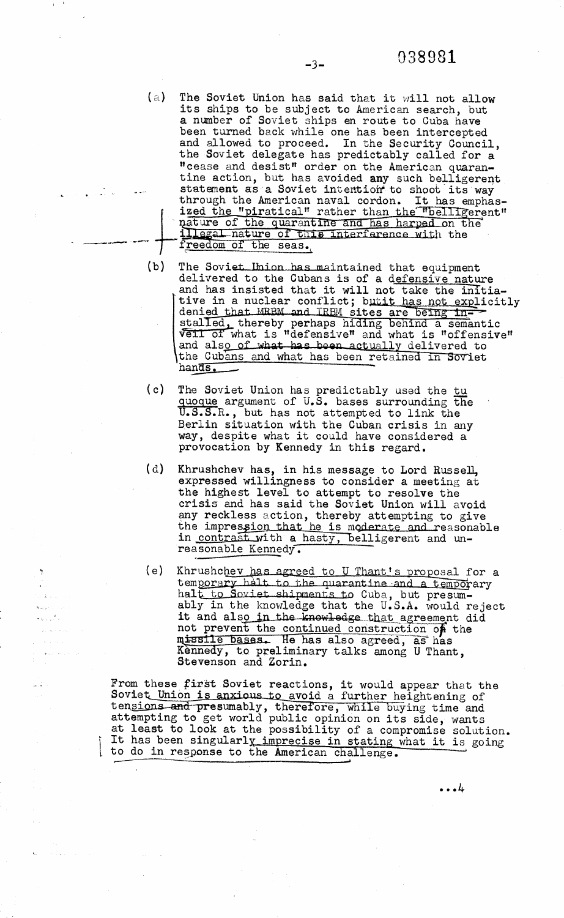038981

(a) The Soviet Union has said that it will not allow its ships to be subject to American search, but a number of Soviet ships en route to Cuba have been turned back while one has been intercepted and allowed to proceed. In the Security Council, the Soviet delegate has predictably called for a "cease and desist" order on the American quarantine action, but has avoided any such belligerent statement as a Soviet intention to shoot its way through the American naval cordon. It has emphasized the "piratical" rather than the "belligerent" nature of the quarantine and has harped on the illegal nature of this interference with the freedom of the seas.

(b) The Soviet Union has maintained that equipment delivered to the Cubans is of a defensive nature and has insisted that it will not take the initiative in a nuclear conflict; but it has not explicitly denied that MRBM and IRBM sites are being installed, thereby perhaps hiding behind a semantic veil of what is "defensive" and what is "offensive" and also of what has been actually delivered to the Cubans and what has been retained in Soviet hands.

(c) The Soviet Union has predictably used the *tu quoque* argument of U.S. bases surrounding the U.S.S.R., but has not attempted to link the Berlin situation with the Cuban crisis in any way, despite what it could have considered a provocation by Kennedy in this regard.

(d) Khrushchev has, in his message to Lord Russell, expressed willingness to consider a meeting at the highest level to attempt to resolve the crisis and has said the Soviet Union will avoid any reckless action, thereby attempting to give the impression that he is moderate and reasonable in contrast with a hasty, belligerent and unreasonable Kennedy.

(e) Khrushchev has agreed to U Thant's proposal for a temporary halt to the quarantine and a temporary halt to Soviet shipments to Cuba, but presumably in the knowledge that the U.S.A. would reject it and also in the knowledge that agreement did not prevent the continued construction of the missile bases. He has also agreed, as has Kennedy, to preliminary talks among U Thant, Stevenson and Zorin.

From these first Soviet reactions, it would appear that the Soviet Union is anxious to avoid a further heightening of tensions and presumably, therefore, while buying time and attempting to get world public opinion on its side, wants at least to look at the possibility of a compromise solution. It has been singularly imprecise in stating what it is going to do in response to the American challenge.

...4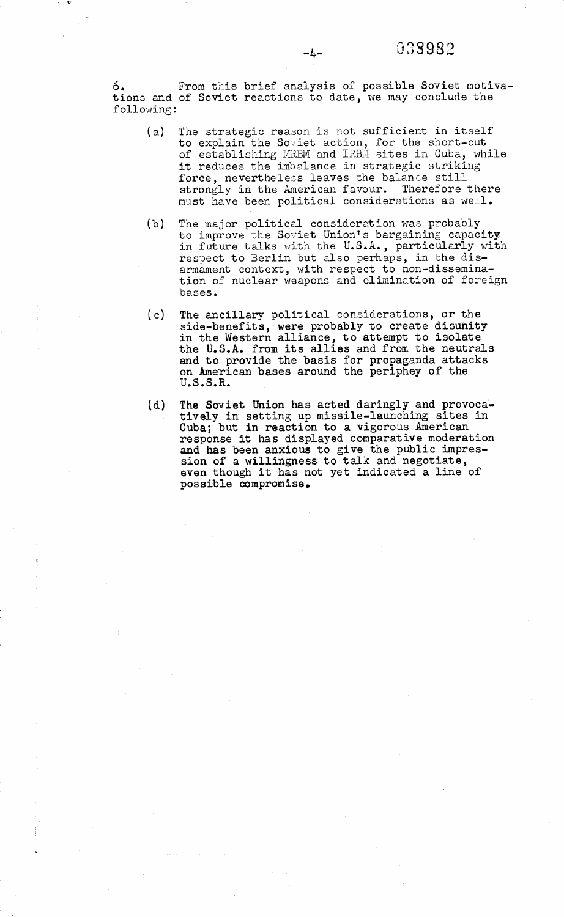6. From this brief analysis of possible Soviet motivations and of Soviet reactions to date, we may conclude the following:

(a) The strategic reason is not sufficient in itself to explain the Soviet action, for the short-cut of establishing MRBM and IRBM sites in Cuba, while it reduces the imbalance in strategic striking force, nevertheless leaves the balance still strongly in the American favour. Therefore there must have been political considerations as well.

(b) The major political consideration was probably to improve the Soviet Union's bargaining capacity in future talks with the U.S.A., particularly with respect to Berlin but also perhaps, in the disarmament context, with respect to non-dissemination of nuclear weapons and elimination of foreign bases.

(c) The ancillary political considerations, or the side-benefits, were probably to create disunity in the Western alliance, to attempt to isolate the U.S.A. from its allies and from the neutrals and to provide the basis for propaganda attacks on American bases around the periphey of the U.S.S.R.

(d) The Soviet Union has acted daringly and provocatively in setting up missile-launching sites in Cuba; but in reaction to a vigorous American response it has displayed comparative moderation and has been anxious to give the public impression of a willingness to talk and negotiate, even though it has not yet indicated a line of possible compromise.